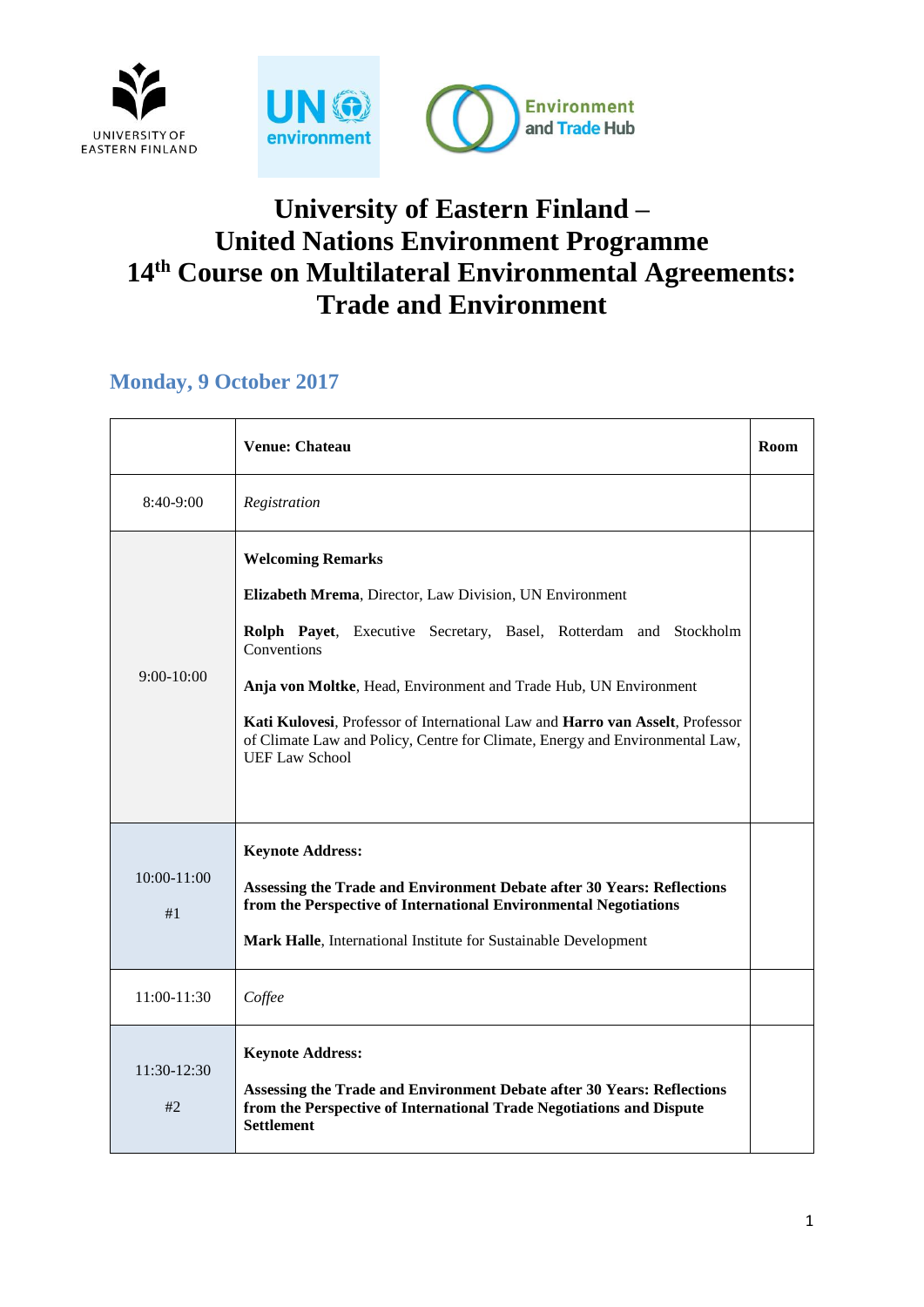# University of Eastern Finland –
# United Nations Environment Programme
# 14th Course on Multilateral Environmental Agreements: Trade and Environment

## Monday, 9 October 2017

| | **Venue: Chateau** | **Room** |
|---|---|---|
| 8:40-9:00 | *Registration* | |
| 9:00-10:00 | **Welcoming Remarks**<br><br>**Elizabeth Mrema**, Director, Law Division, UN Environment<br><br>**Rolph Payet**, Executive Secretary, Basel, Rotterdam and Stockholm Conventions<br><br>**Anja von Moltke**, Head, Environment and Trade Hub, UN Environment<br><br>**Kati Kulovesi**, Professor of International Law and **Harro van Asselt**, Professor of Climate Law and Policy, Centre for Climate, Energy and Environmental Law, UEF Law School | |
| 10:00-11:00<br><br>#1 | **Keynote Address:**<br><br>**Assessing the Trade and Environment Debate after 30 Years: Reflections from the Perspective of International Environmental Negotiations**<br><br>**Mark Halle**, International Institute for Sustainable Development | |
| 11:00-11:30 | *Coffee* | |
| 11:30-12:30<br><br>#2 | **Keynote Address:**<br><br>**Assessing the Trade and Environment Debate after 30 Years: Reflections from the Perspective of International Trade Negotiations and Dispute Settlement** | |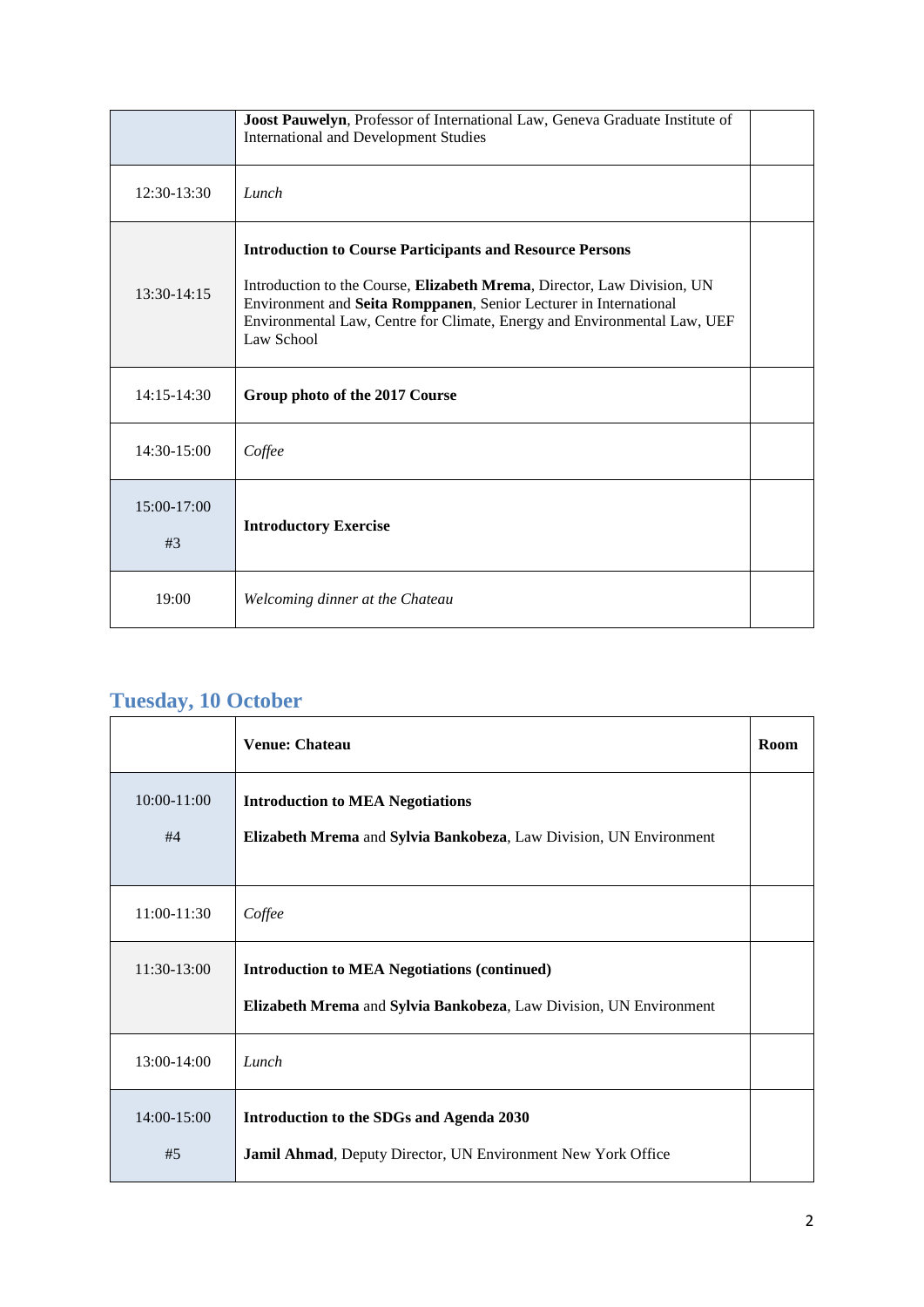| | | |
|---|---|---|
| | **Joost Pauwelyn**, Professor of International Law, Geneva Graduate Institute of International and Development Studies | |
| 12:30-13:30 | *Lunch* | |
| 13:30-14:15 | **Introduction to Course Participants and Resource Persons**<br><br>Introduction to the Course, **Elizabeth Mrema**, Director, Law Division, UN Environment and **Seita Romppanen**, Senior Lecturer in International Environmental Law, Centre for Climate, Energy and Environmental Law, UEF Law School | |
| 14:15-14:30 | **Group photo of the 2017 Course** | |
| 14:30-15:00 | *Coffee* | |
| 15:00-17:00<br><br>#3 | **Introductory Exercise** | |
| 19:00 | *Welcoming dinner at the Chateau* | |

## Tuesday, 10 October

| | **Venue: Chateau** | **Room** |
|---|---|---|
| 10:00-11:00<br><br>#4 | **Introduction to MEA Negotiations**<br><br>**Elizabeth Mrema** and **Sylvia Bankobeza**, Law Division, UN Environment | |
| 11:00-11:30 | *Coffee* | |
| 11:30-13:00 | **Introduction to MEA Negotiations (continued)**<br><br>**Elizabeth Mrema** and **Sylvia Bankobeza**, Law Division, UN Environment | |
| 13:00-14:00 | *Lunch* | |
| 14:00-15:00<br><br>#5 | **Introduction to the SDGs and Agenda 2030**<br><br>**Jamil Ahmad**, Deputy Director, UN Environment New York Office | |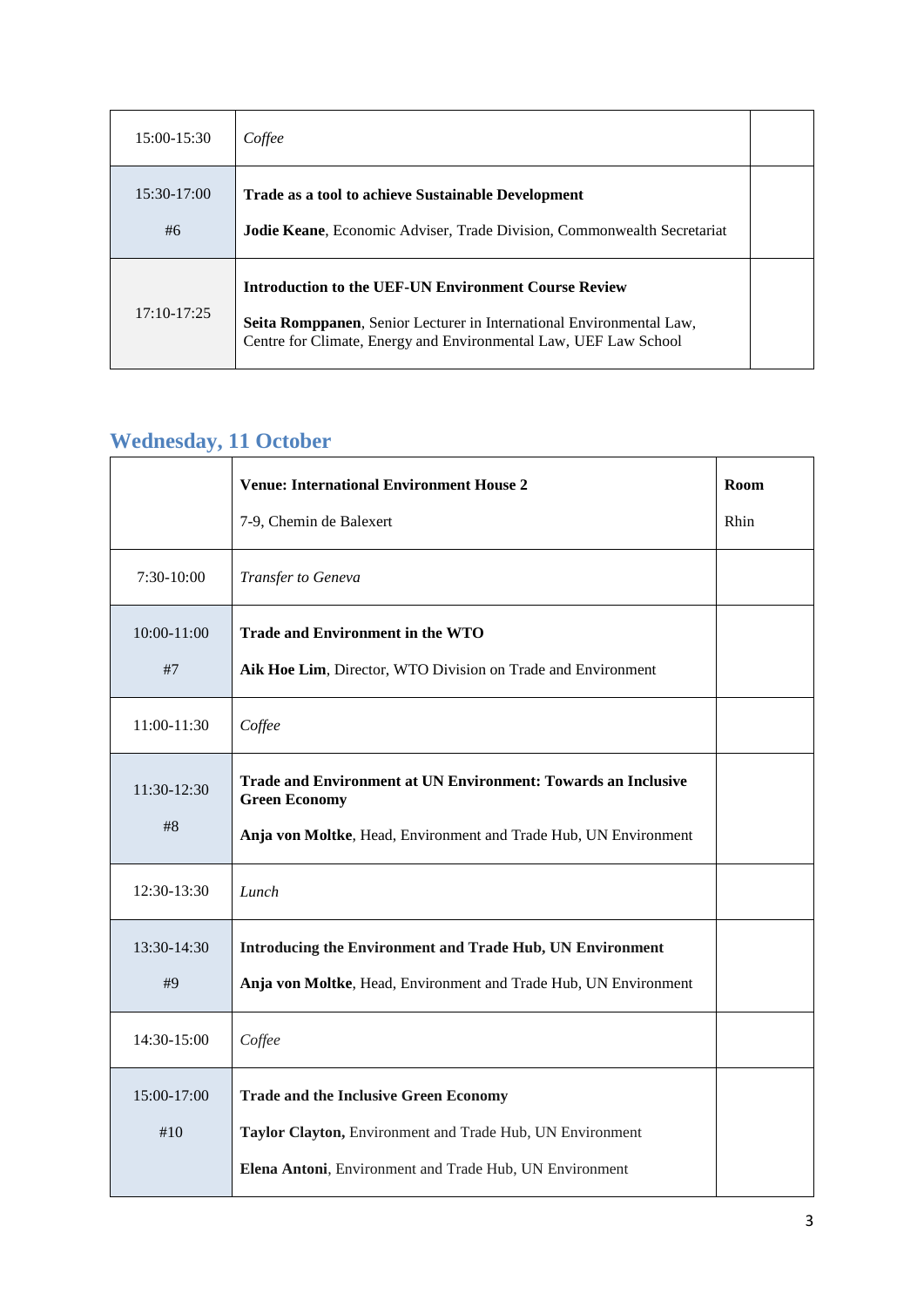| | | |
|---|---|---|
| 15:00-15:30 | *Coffee* | |
| 15:30-17:00<br>#6 | **Trade as a tool to achieve Sustainable Development**<br>**Jodie Keane**, Economic Adviser, Trade Division, Commonwealth Secretariat | |
| 17:10-17:25 | **Introduction to the UEF-UN Environment Course Review**<br>**Seita Romppanen**, Senior Lecturer in International Environmental Law, Centre for Climate, Energy and Environmental Law, UEF Law School | |

## Wednesday, 11 October

| | **Venue: International Environment House 2**<br>7-9, Chemin de Balexert | **Room**<br>Rhin |
|---|---|---|
| 7:30-10:00 | *Transfer to Geneva* | |
| 10:00-11:00<br>#7 | **Trade and Environment in the WTO**<br>**Aik Hoe Lim**, Director, WTO Division on Trade and Environment | |
| 11:00-11:30 | *Coffee* | |
| 11:30-12:30<br>#8 | **Trade and Environment at UN Environment: Towards an Inclusive Green Economy**<br>**Anja von Moltke**, Head, Environment and Trade Hub, UN Environment | |
| 12:30-13:30 | *Lunch* | |
| 13:30-14:30<br>#9 | **Introducing the Environment and Trade Hub, UN Environment**<br>**Anja von Moltke**, Head, Environment and Trade Hub, UN Environment | |
| 14:30-15:00 | *Coffee* | |
| 15:00-17:00<br>#10 | **Trade and the Inclusive Green Economy**<br>**Taylor Clayton,** Environment and Trade Hub, UN Environment<br>**Elena Antoni**, Environment and Trade Hub, UN Environment | |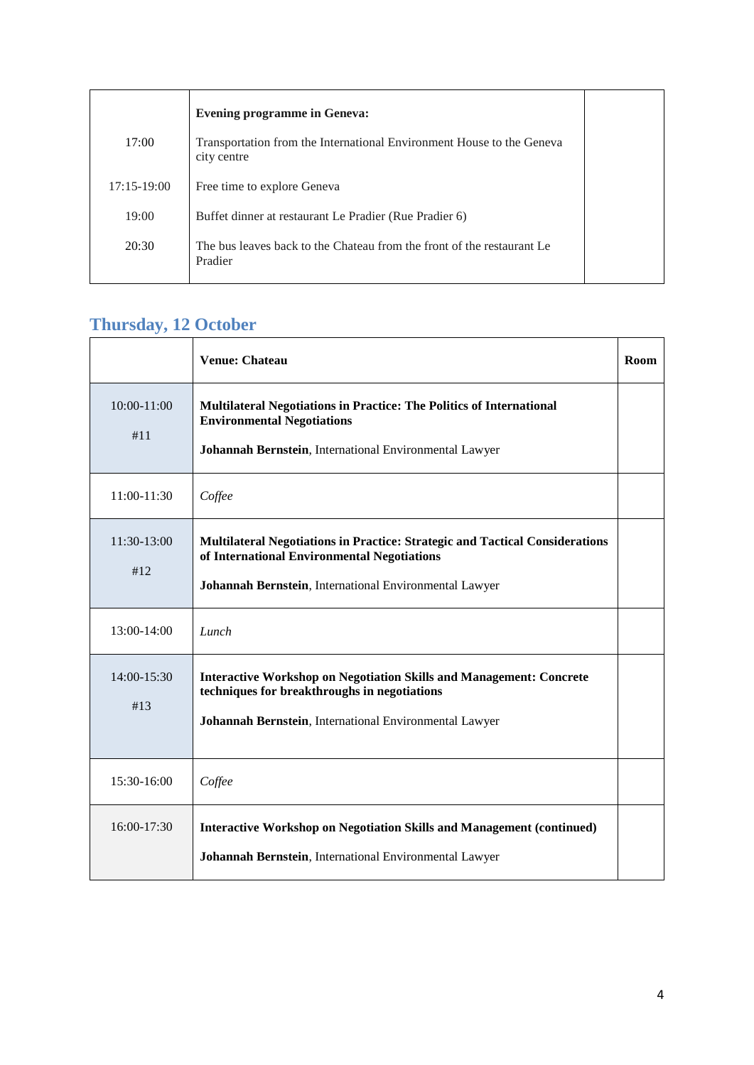| | **Evening programme in Geneva:** | |
|---|---|---|
| 17:00 | Transportation from the International Environment House to the Geneva city centre | |
| 17:15-19:00 | Free time to explore Geneva | |
| 19:00 | Buffet dinner at restaurant Le Pradier (Rue Pradier 6) | |
| 20:30 | The bus leaves back to the Chateau from the front of the restaurant Le Pradier | |

## Thursday, 12 October

| | **Venue: Chateau** | **Room** |
|---|---|---|
| 10:00-11:00<br>#11 | **Multilateral Negotiations in Practice: The Politics of International Environmental Negotiations**<br>**Johannah Bernstein**, International Environmental Lawyer | |
| 11:00-11:30 | *Coffee* | |
| 11:30-13:00<br>#12 | **Multilateral Negotiations in Practice: Strategic and Tactical Considerations of International Environmental Negotiations**<br>**Johannah Bernstein**, International Environmental Lawyer | |
| 13:00-14:00 | *Lunch* | |
| 14:00-15:30<br>#13 | **Interactive Workshop on Negotiation Skills and Management: Concrete techniques for breakthroughs in negotiations**<br>**Johannah Bernstein**, International Environmental Lawyer | |
| 15:30-16:00 | *Coffee* | |
| 16:00-17:30 | **Interactive Workshop on Negotiation Skills and Management (continued)**<br>**Johannah Bernstein**, International Environmental Lawyer | |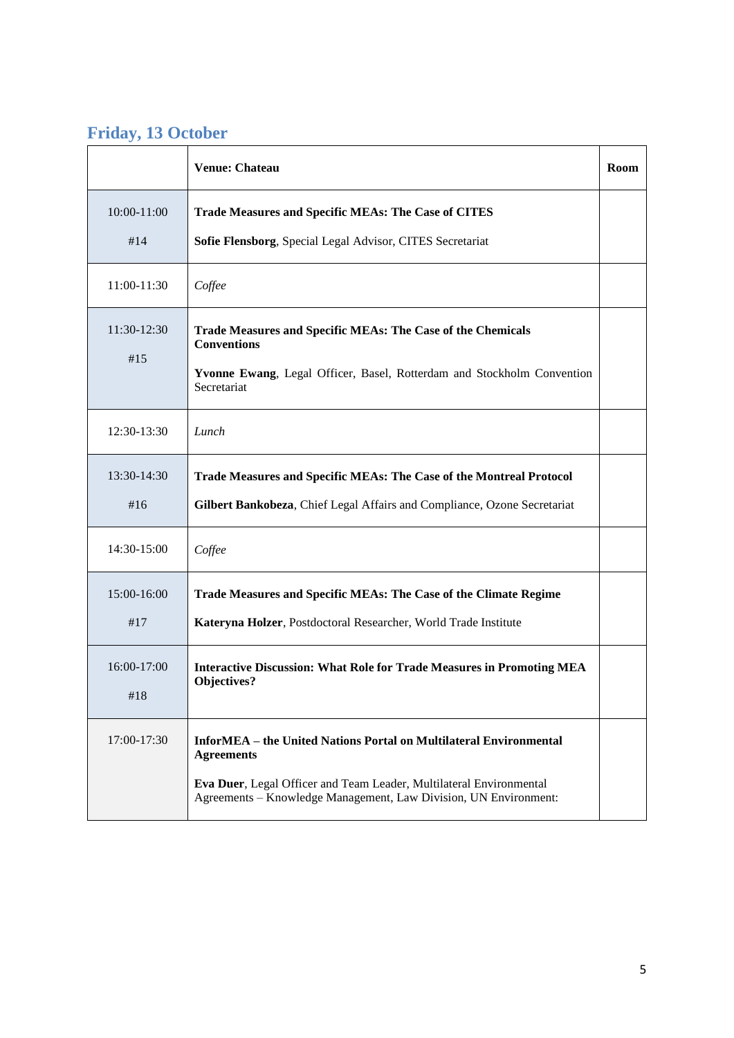## Friday, 13 October

| | Venue: Chateau | Room |
|---|---|---|
| 10:00-11:00<br>#14 | **Trade Measures and Specific MEAs: The Case of CITES**<br>**Sofie Flensborg**, Special Legal Advisor, CITES Secretariat | |
| 11:00-11:30 | *Coffee* | |
| 11:30-12:30<br>#15 | **Trade Measures and Specific MEAs: The Case of the Chemicals Conventions**<br>**Yvonne Ewang**, Legal Officer, Basel, Rotterdam and Stockholm Convention Secretariat | |
| 12:30-13:30 | *Lunch* | |
| 13:30-14:30<br>#16 | **Trade Measures and Specific MEAs: The Case of the Montreal Protocol**<br>**Gilbert Bankobeza**, Chief Legal Affairs and Compliance, Ozone Secretariat | |
| 14:30-15:00 | *Coffee* | |
| 15:00-16:00<br>#17 | **Trade Measures and Specific MEAs: The Case of the Climate Regime**<br>**Kateryna Holzer**, Postdoctoral Researcher, World Trade Institute | |
| 16:00-17:00<br>#18 | **Interactive Discussion: What Role for Trade Measures in Promoting MEA Objectives?** | |
| 17:00-17:30 | **InforMEA – the United Nations Portal on Multilateral Environmental Agreements**<br>**Eva Duer**, Legal Officer and Team Leader, Multilateral Environmental Agreements – Knowledge Management, Law Division, UN Environment: | |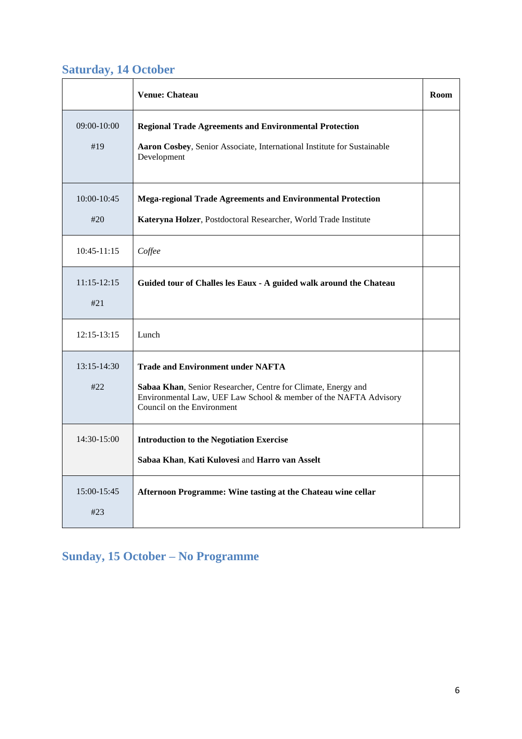## Saturday, 14 October

| | **Venue: Chateau** | **Room** |
|---|---|---|
| 09:00-10:00<br>#19 | **Regional Trade Agreements and Environmental Protection**<br>**Aaron Cosbey**, Senior Associate, International Institute for Sustainable Development | |
| 10:00-10:45<br>#20 | **Mega-regional Trade Agreements and Environmental Protection**<br>**Kateryna Holzer**, Postdoctoral Researcher, World Trade Institute | |
| 10:45-11:15 | *Coffee* | |
| 11:15-12:15<br>#21 | **Guided tour of Challes les Eaux - A guided walk around the Chateau** | |
| 12:15-13:15 | Lunch | |
| 13:15-14:30<br>#22 | **Trade and Environment under NAFTA**<br>**Sabaa Khan**, Senior Researcher, Centre for Climate, Energy and Environmental Law, UEF Law School & member of the NAFTA Advisory Council on the Environment | |
| 14:30-15:00 | **Introduction to the Negotiation Exercise**<br>**Sabaa Khan**, **Kati Kulovesi** and **Harro van Asselt** | |
| 15:00-15:45<br>#23 | **Afternoon Programme: Wine tasting at the Chateau wine cellar** | |

## Sunday, 15 October – No Programme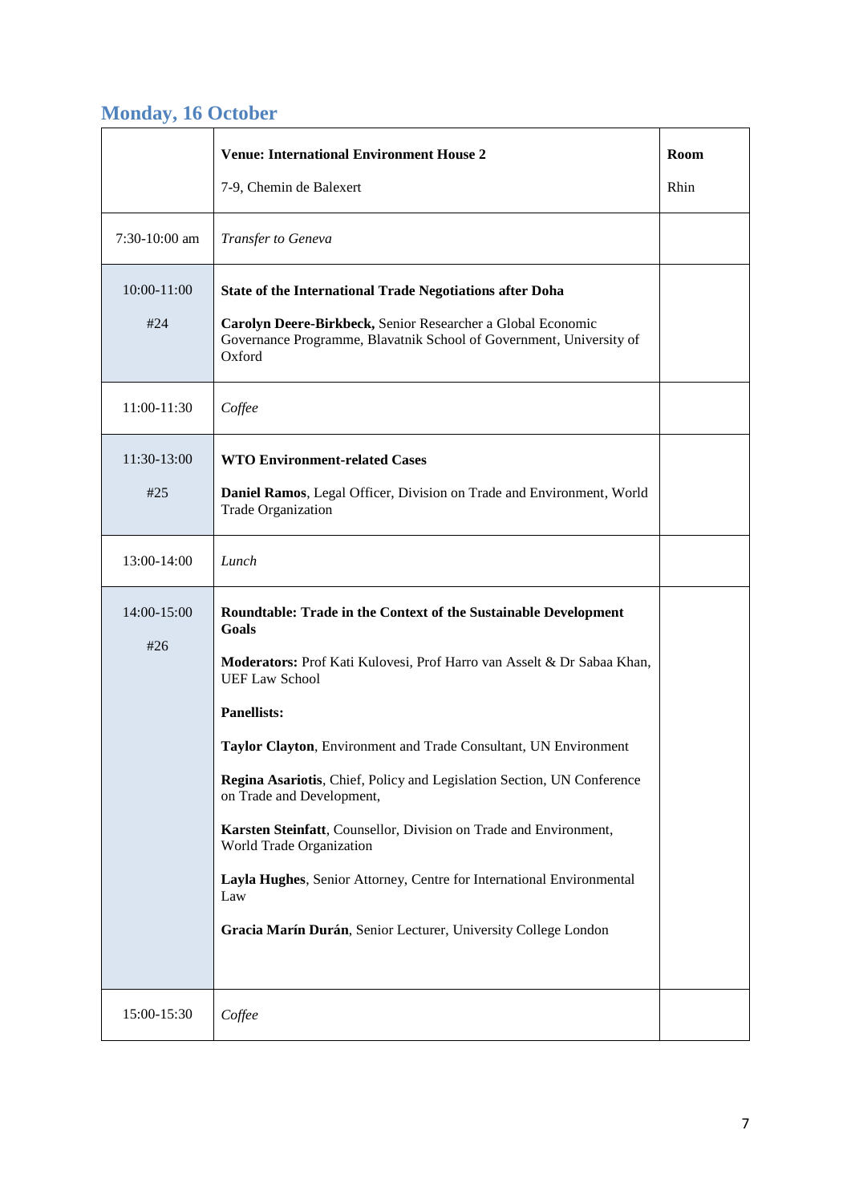## Monday, 16 October

| | **Venue: International Environment House 2**<br><br>7-9, Chemin de Balexert | **Room**<br><br>Rhin |
|---|---|---|
| 7:30-10:00 am | *Transfer to Geneva* | |
| 10:00-11:00<br><br>#24 | **State of the International Trade Negotiations after Doha**<br><br>**Carolyn Deere-Birkbeck,** Senior Researcher a Global Economic Governance Programme, Blavatnik School of Government, University of Oxford | |
| 11:00-11:30 | *Coffee* | |
| 11:30-13:00<br><br>#25 | **WTO Environment-related Cases**<br><br>**Daniel Ramos**, Legal Officer, Division on Trade and Environment, World Trade Organization | |
| 13:00-14:00 | *Lunch* | |
| 14:00-15:00<br><br>#26 | **Roundtable: Trade in the Context of the Sustainable Development Goals**<br><br>**Moderators:** Prof Kati Kulovesi, Prof Harro van Asselt & Dr Sabaa Khan, UEF Law School<br><br>**Panellists:**<br><br>**Taylor Clayton**, Environment and Trade Consultant, UN Environment<br><br>**Regina Asariotis**, Chief, Policy and Legislation Section, UN Conference on Trade and Development,<br><br>**Karsten Steinfatt**, Counsellor, Division on Trade and Environment, World Trade Organization<br><br>**Layla Hughes**, Senior Attorney, Centre for International Environmental Law<br><br>**Gracia Marín Durán**, Senior Lecturer, University College London | |
| 15:00-15:30 | *Coffee* | |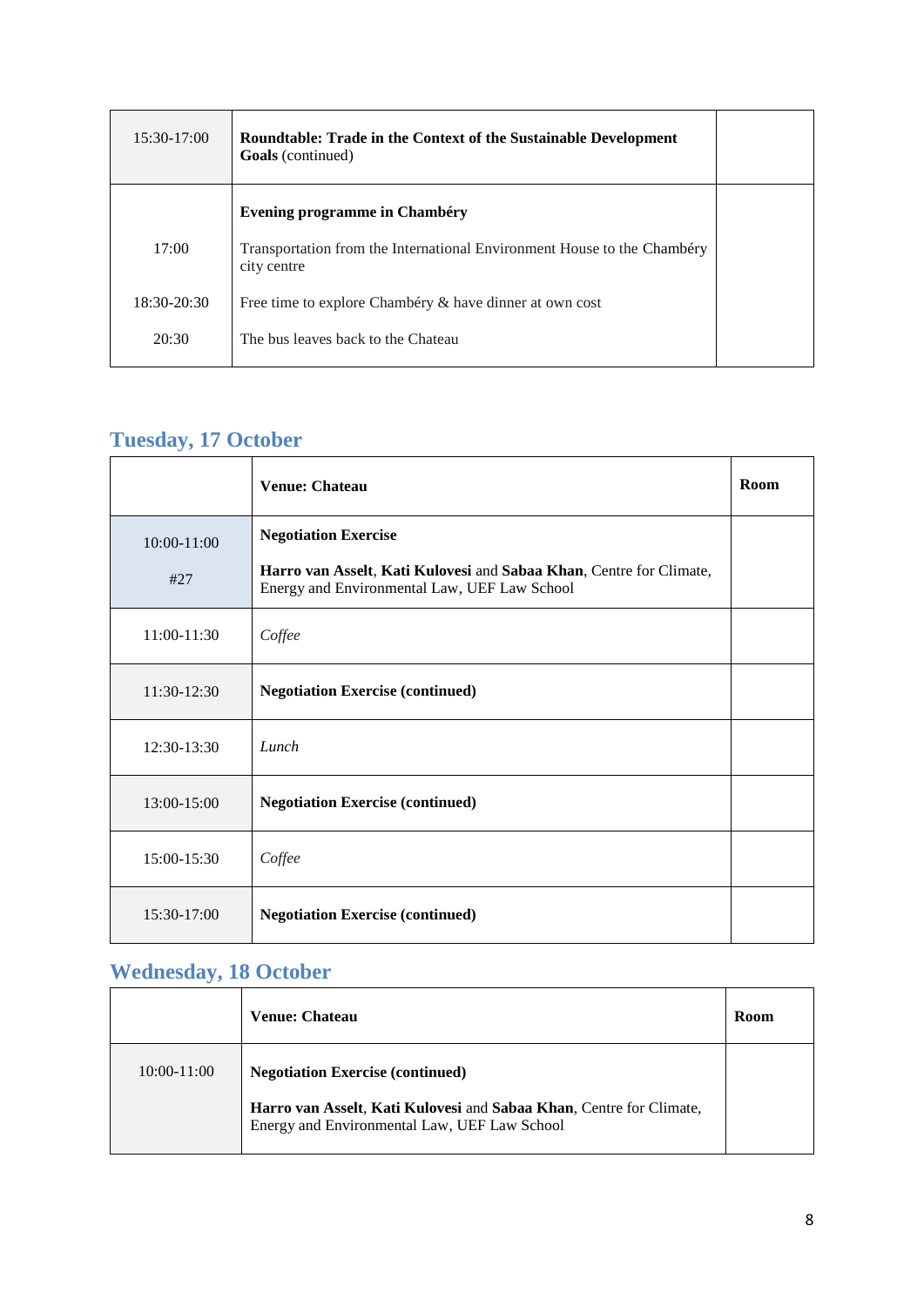| | | |
|---|---|---|
| 15:30-17:00 | **Roundtable: Trade in the Context of the Sustainable Development Goals** (continued) | |
| <br>17:00<br>18:30-20:30<br>20:30 | **Evening programme in Chambéry**<br>Transportation from the International Environment House to the Chambéry city centre<br>Free time to explore Chambéry & have dinner at own cost<br>The bus leaves back to the Chateau | |

## Tuesday, 17 October

| | **Venue: Chateau** | **Room** |
|---|---|---|
| 10:00-11:00<br>#27 | **Negotiation Exercise**<br>**Harro van Asselt**, **Kati Kulovesi** and **Sabaa Khan**, Centre for Climate, Energy and Environmental Law, UEF Law School | |
| 11:00-11:30 | *Coffee* | |
| 11:30-12:30 | **Negotiation Exercise (continued)** | |
| 12:30-13:30 | *Lunch* | |
| 13:00-15:00 | **Negotiation Exercise (continued)** | |
| 15:00-15:30 | *Coffee* | |
| 15:30-17:00 | **Negotiation Exercise (continued)** | |

## Wednesday, 18 October

| | **Venue: Chateau** | **Room** |
|---|---|---|
| 10:00-11:00 | **Negotiation Exercise (continued)**<br>**Harro van Asselt**, **Kati Kulovesi** and **Sabaa Khan**, Centre for Climate, Energy and Environmental Law, UEF Law School | |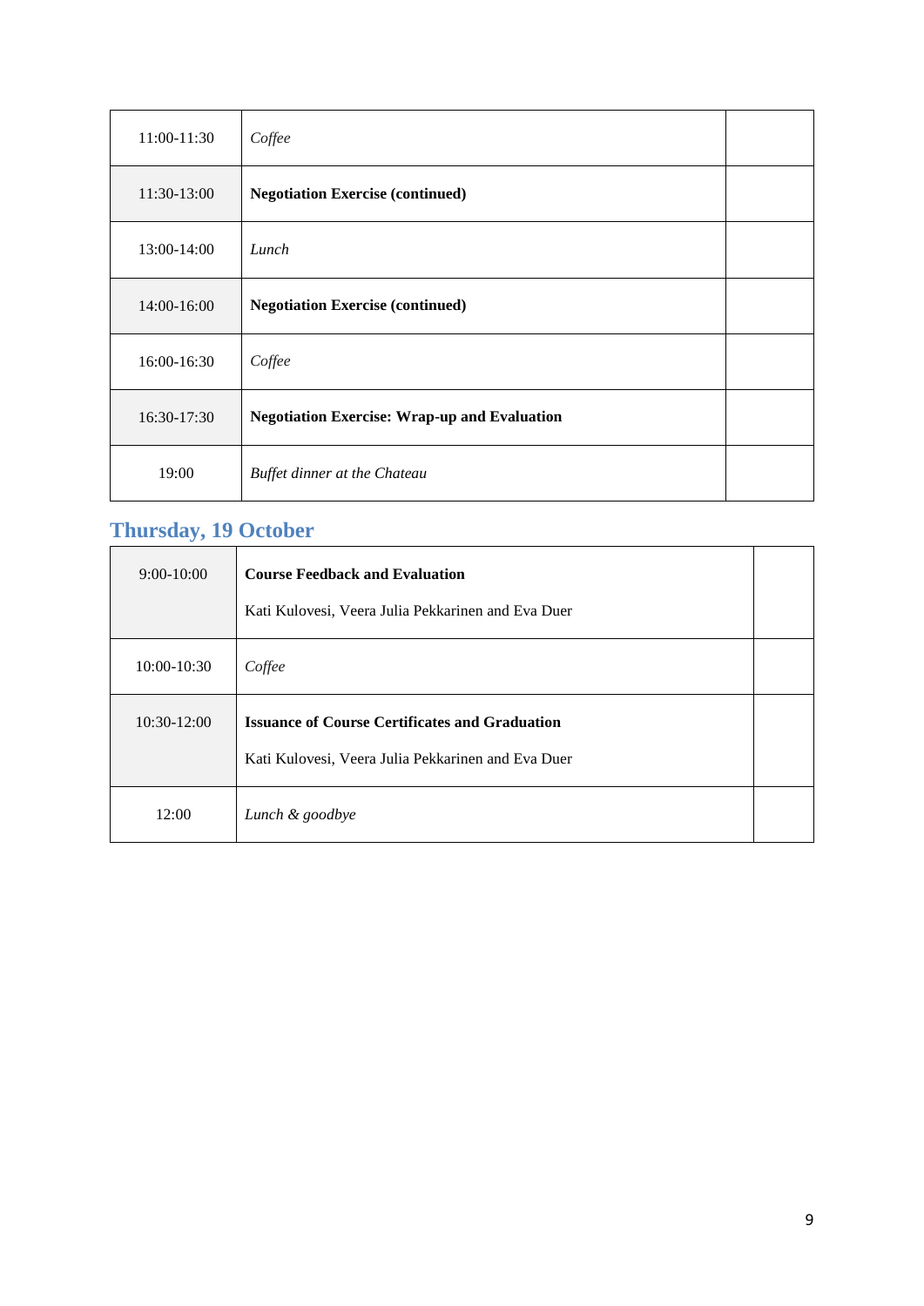| | | |
|---|---|---|
| 11:00-11:30 | *Coffee* | |
| 11:30-13:00 | **Negotiation Exercise (continued)** | |
| 13:00-14:00 | *Lunch* | |
| 14:00-16:00 | **Negotiation Exercise (continued)** | |
| 16:00-16:30 | *Coffee* | |
| 16:30-17:30 | **Negotiation Exercise: Wrap-up and Evaluation** | |
| 19:00 | *Buffet dinner at the Chateau* | |

## Thursday, 19 October

| | | |
|---|---|---|
| 9:00-10:00 | **Course Feedback and Evaluation**<br>Kati Kulovesi, Veera Julia Pekkarinen and Eva Duer | |
| 10:00-10:30 | *Coffee* | |
| 10:30-12:00 | **Issuance of Course Certificates and Graduation**<br>Kati Kulovesi, Veera Julia Pekkarinen and Eva Duer | |
| 12:00 | *Lunch & goodbye* | |